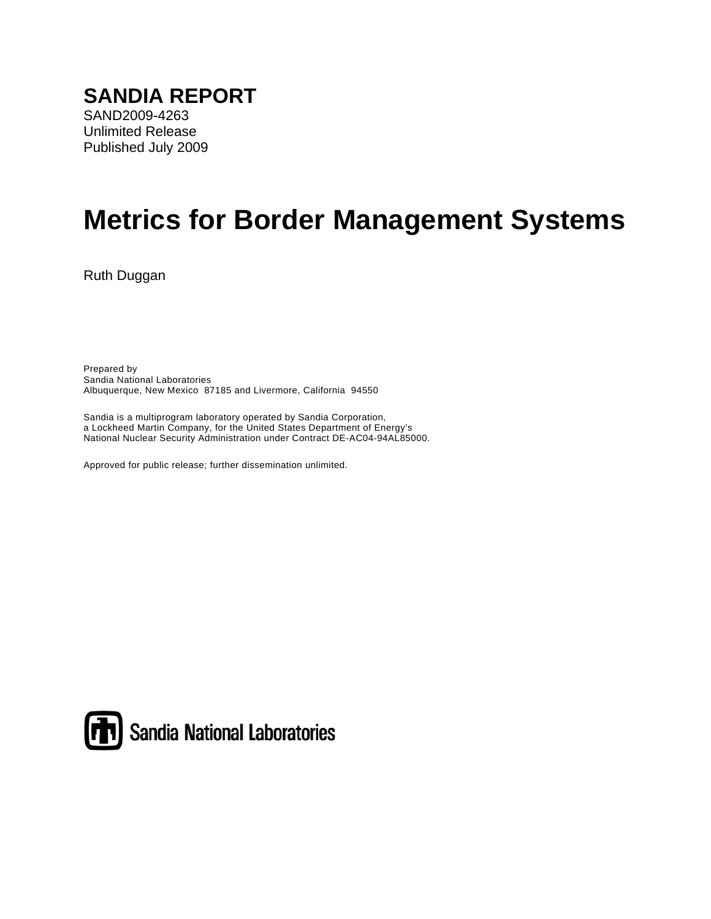**SANDIA REPORT**

SAND2009-4263
Unlimited Release
Published July 2009

# Metrics for Border Management Systems

Ruth Duggan

Prepared by
Sandia National Laboratories
Albuquerque, New Mexico 87185 and Livermore, California 94550

Sandia is a multiprogram laboratory operated by Sandia Corporation,
a Lockheed Martin Company, for the United States Department of Energy's
National Nuclear Security Administration under Contract DE-AC04-94AL85000.

Approved for public release; further dissemination unlimited.

Sandia National Laboratories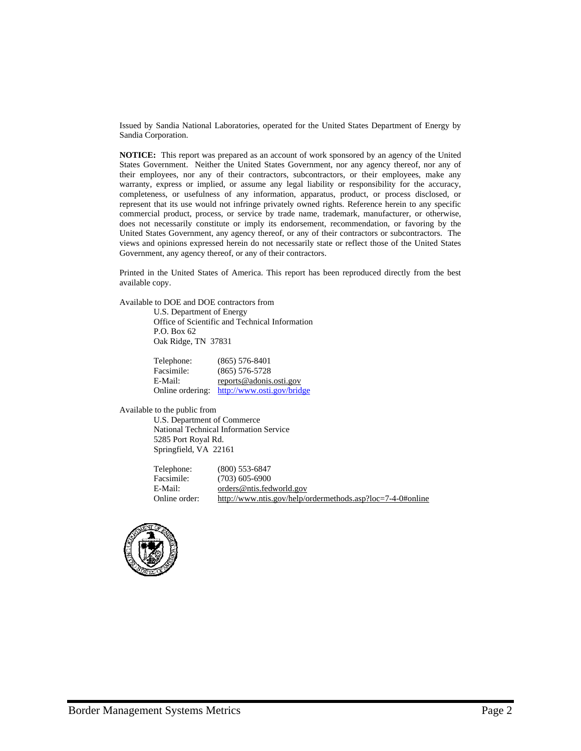Issued by Sandia National Laboratories, operated for the United States Department of Energy by Sandia Corporation.

**NOTICE:** This report was prepared as an account of work sponsored by an agency of the United States Government. Neither the United States Government, nor any agency thereof, nor any of their employees, nor any of their contractors, subcontractors, or their employees, make any warranty, express or implied, or assume any legal liability or responsibility for the accuracy, completeness, or usefulness of any information, apparatus, product, or process disclosed, or represent that its use would not infringe privately owned rights. Reference herein to any specific commercial product, process, or service by trade name, trademark, manufacturer, or otherwise, does not necessarily constitute or imply its endorsement, recommendation, or favoring by the United States Government, any agency thereof, or any of their contractors or subcontractors. The views and opinions expressed herein do not necessarily state or reflect those of the United States Government, any agency thereof, or any of their contractors.

Printed in the United States of America. This report has been reproduced directly from the best available copy.

Available to DOE and DOE contractors from

U.S. Department of Energy
Office of Scientific and Technical Information
P.O. Box 62
Oak Ridge, TN 37831

| | |
|---|---|
| Telephone: | (865) 576-8401 |
| Facsimile: | (865) 576-5728 |
| E-Mail: | reports@adonis.osti.gov |
| Online ordering: | http://www.osti.gov/bridge |

Available to the public from

U.S. Department of Commerce
National Technical Information Service
5285 Port Royal Rd.
Springfield, VA 22161

| | |
|---|---|
| Telephone: | (800) 553-6847 |
| Facsimile: | (703) 605-6900 |
| E-Mail: | orders@ntis.fedworld.gov |
| Online order: | http://www.ntis.gov/help/ordermethods.asp?loc=7-4-0#online |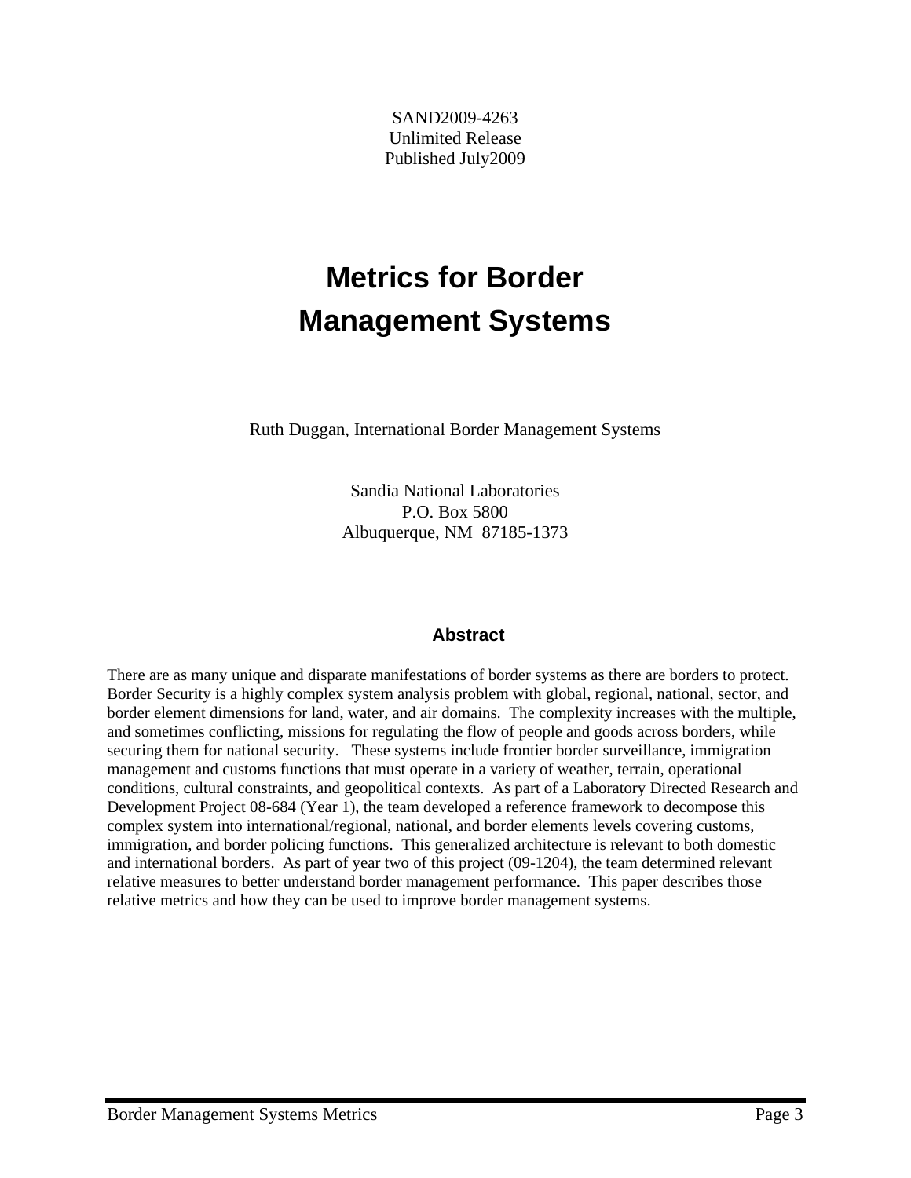SAND2009-4263
Unlimited Release
Published July2009

# Metrics for Border Management Systems

Ruth Duggan, International Border Management Systems

Sandia National Laboratories
P.O. Box 5800
Albuquerque, NM 87185-1373

## Abstract

There are as many unique and disparate manifestations of border systems as there are borders to protect. Border Security is a highly complex system analysis problem with global, regional, national, sector, and border element dimensions for land, water, and air domains. The complexity increases with the multiple, and sometimes conflicting, missions for regulating the flow of people and goods across borders, while securing them for national security. These systems include frontier border surveillance, immigration management and customs functions that must operate in a variety of weather, terrain, operational conditions, cultural constraints, and geopolitical contexts. As part of a Laboratory Directed Research and Development Project 08-684 (Year 1), the team developed a reference framework to decompose this complex system into international/regional, national, and border elements levels covering customs, immigration, and border policing functions. This generalized architecture is relevant to both domestic and international borders. As part of year two of this project (09-1204), the team determined relevant relative measures to better understand border management performance. This paper describes those relative metrics and how they can be used to improve border management systems.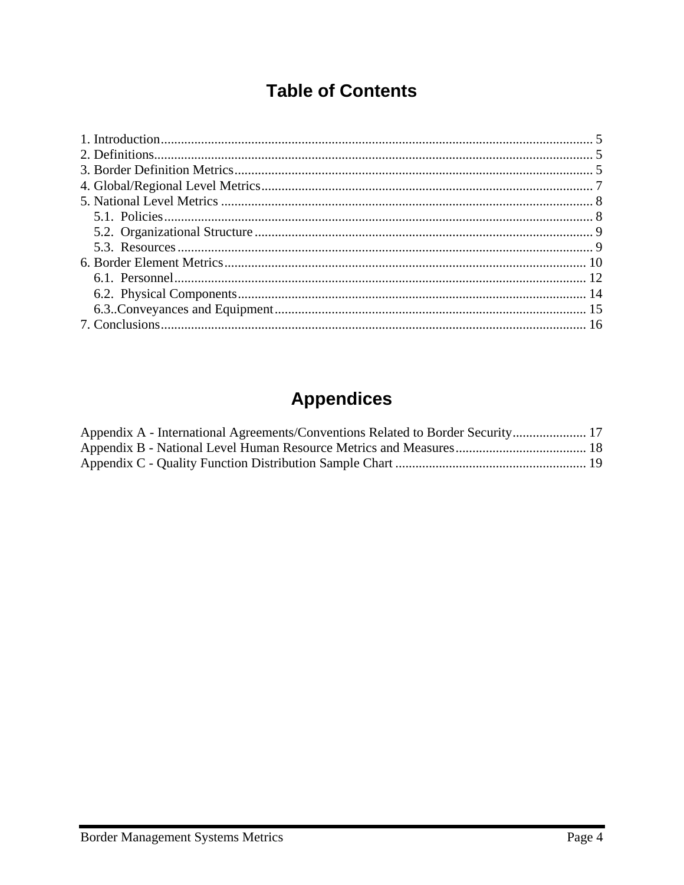# Table of Contents

1. Introduction................................................................................................................................ 5
2. Definitions.................................................................................................................................. 5
3. Border Definition Metrics........................................................................................................... 5
4. Global/Regional Level Metrics................................................................................................... 7
5. National Level Metrics .............................................................................................................. 8
   5.1. Policies................................................................................................................................ 8
   5.2. Organizational Structure .................................................................................................... 9
   5.3. Resources........................................................................................................................... 9
6. Border Element Metrics............................................................................................................ 10
   6.1. Personnel........................................................................................................................... 12
   6.2. Physical Components........................................................................................................ 14
   6.3..Conveyances and Equipment............................................................................................ 15
7. Conclusions............................................................................................................................... 16

# Appendices

Appendix A - International Agreements/Conventions Related to Border Security...................... 17
Appendix B - National Level Human Resource Metrics and Measures....................................... 18
Appendix C - Quality Function Distribution Sample Chart ......................................................... 19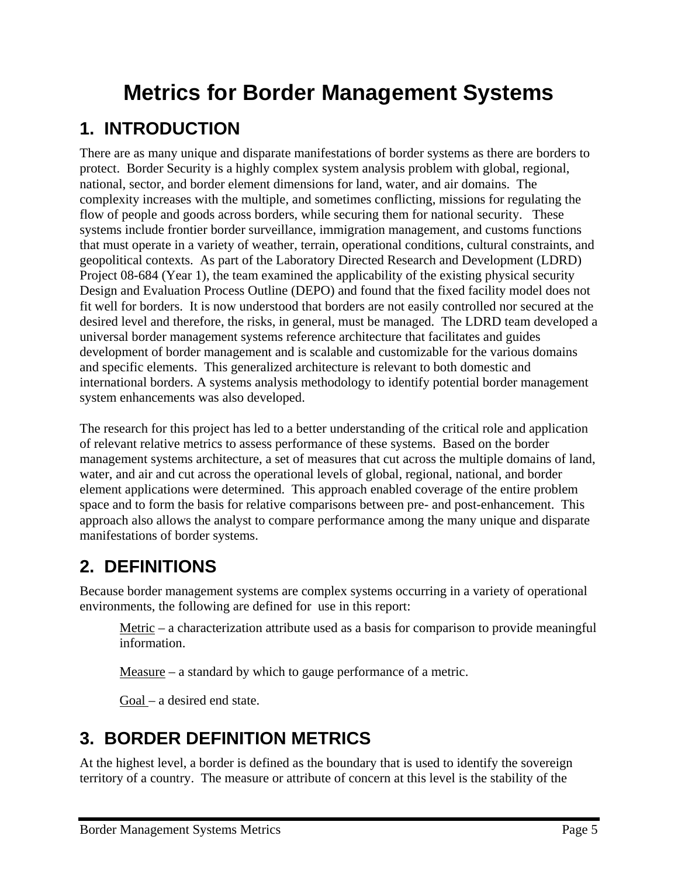# Metrics for Border Management Systems

## 1. INTRODUCTION

There are as many unique and disparate manifestations of border systems as there are borders to protect. Border Security is a highly complex system analysis problem with global, regional, national, sector, and border element dimensions for land, water, and air domains. The complexity increases with the multiple, and sometimes conflicting, missions for regulating the flow of people and goods across borders, while securing them for national security. These systems include frontier border surveillance, immigration management, and customs functions that must operate in a variety of weather, terrain, operational conditions, cultural constraints, and geopolitical contexts. As part of the Laboratory Directed Research and Development (LDRD) Project 08-684 (Year 1), the team examined the applicability of the existing physical security Design and Evaluation Process Outline (DEPO) and found that the fixed facility model does not fit well for borders. It is now understood that borders are not easily controlled nor secured at the desired level and therefore, the risks, in general, must be managed. The LDRD team developed a universal border management systems reference architecture that facilitates and guides development of border management and is scalable and customizable for the various domains and specific elements. This generalized architecture is relevant to both domestic and international borders. A systems analysis methodology to identify potential border management system enhancements was also developed.

The research for this project has led to a better understanding of the critical role and application of relevant relative metrics to assess performance of these systems. Based on the border management systems architecture, a set of measures that cut across the multiple domains of land, water, and air and cut across the operational levels of global, regional, national, and border element applications were determined. This approach enabled coverage of the entire problem space and to form the basis for relative comparisons between pre- and post-enhancement. This approach also allows the analyst to compare performance among the many unique and disparate manifestations of border systems.

## 2. DEFINITIONS

Because border management systems are complex systems occurring in a variety of operational environments, the following are defined for use in this report:

> Metric – a characterization attribute used as a basis for comparison to provide meaningful information.
>
> Measure – a standard by which to gauge performance of a metric.
>
> Goal – a desired end state.

## 3. BORDER DEFINITION METRICS

At the highest level, a border is defined as the boundary that is used to identify the sovereign territory of a country. The measure or attribute of concern at this level is the stability of the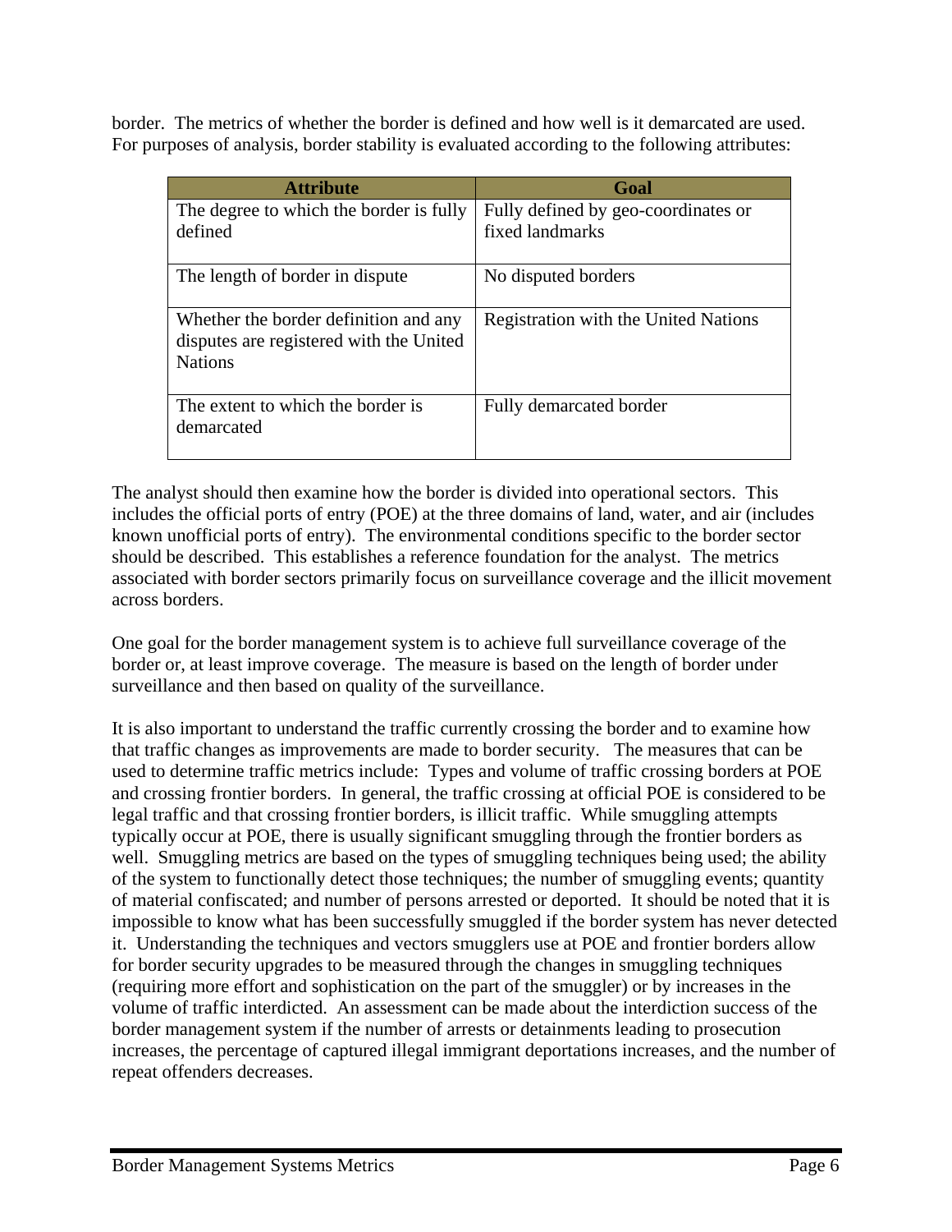border. The metrics of whether the border is defined and how well is it demarcated are used. For purposes of analysis, border stability is evaluated according to the following attributes:

| Attribute | Goal |
| --- | --- |
| The degree to which the border is fully defined | Fully defined by geo-coordinates or fixed landmarks |
| The length of border in dispute | No disputed borders |
| Whether the border definition and any disputes are registered with the United Nations | Registration with the United Nations |
| The extent to which the border is demarcated | Fully demarcated border |

The analyst should then examine how the border is divided into operational sectors. This includes the official ports of entry (POE) at the three domains of land, water, and air (includes known unofficial ports of entry). The environmental conditions specific to the border sector should be described. This establishes a reference foundation for the analyst. The metrics associated with border sectors primarily focus on surveillance coverage and the illicit movement across borders.

One goal for the border management system is to achieve full surveillance coverage of the border or, at least improve coverage. The measure is based on the length of border under surveillance and then based on quality of the surveillance.

It is also important to understand the traffic currently crossing the border and to examine how that traffic changes as improvements are made to border security. The measures that can be used to determine traffic metrics include: Types and volume of traffic crossing borders at POE and crossing frontier borders. In general, the traffic crossing at official POE is considered to be legal traffic and that crossing frontier borders, is illicit traffic. While smuggling attempts typically occur at POE, there is usually significant smuggling through the frontier borders as well. Smuggling metrics are based on the types of smuggling techniques being used; the ability of the system to functionally detect those techniques; the number of smuggling events; quantity of material confiscated; and number of persons arrested or deported. It should be noted that it is impossible to know what has been successfully smuggled if the border system has never detected it. Understanding the techniques and vectors smugglers use at POE and frontier borders allow for border security upgrades to be measured through the changes in smuggling techniques (requiring more effort and sophistication on the part of the smuggler) or by increases in the volume of traffic interdicted. An assessment can be made about the interdiction success of the border management system if the number of arrests or detainments leading to prosecution increases, the percentage of captured illegal immigrant deportations increases, and the number of repeat offenders decreases.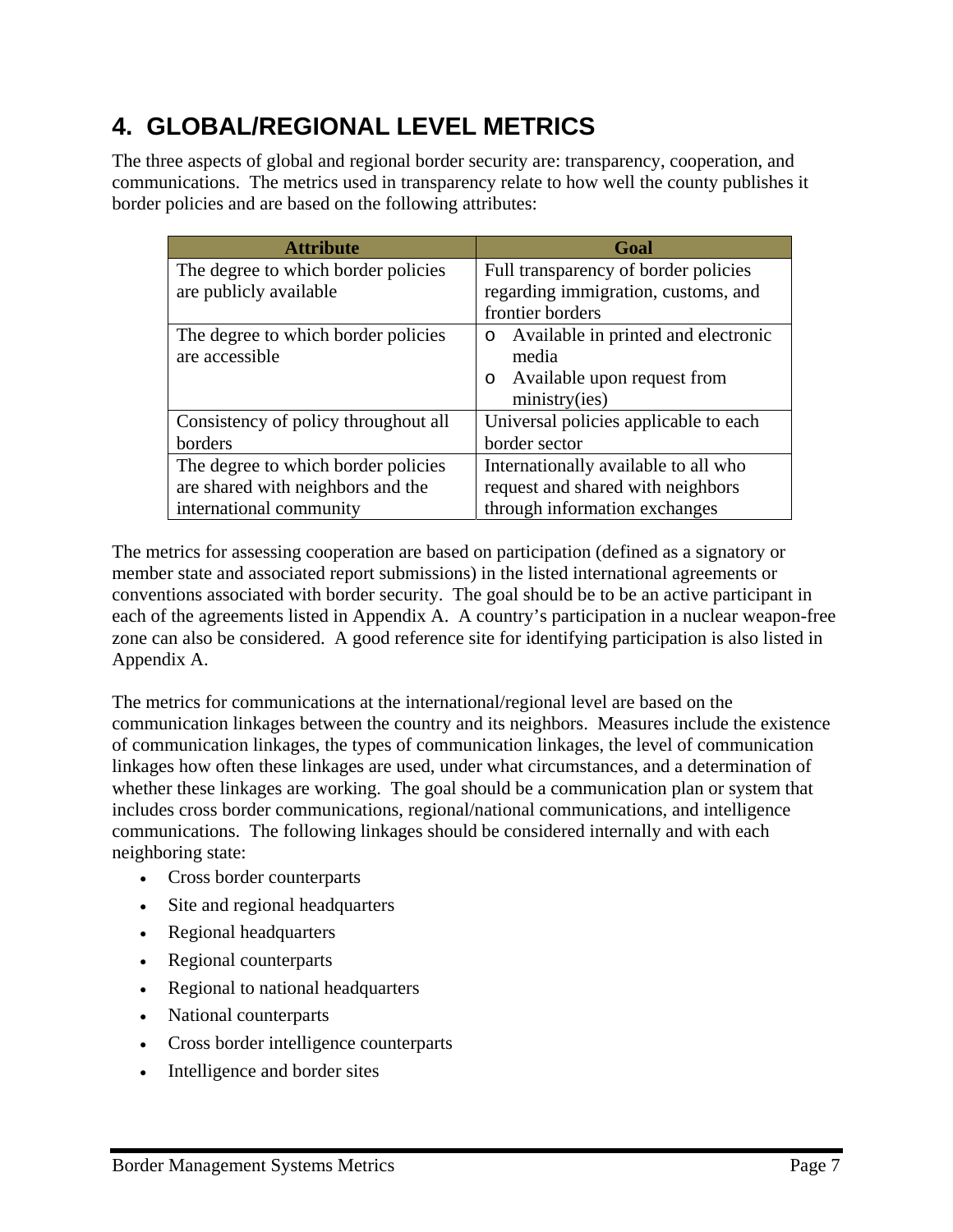# 4. GLOBAL/REGIONAL LEVEL METRICS

The three aspects of global and regional border security are: transparency, cooperation, and communications. The metrics used in transparency relate to how well the county publishes it border policies and are based on the following attributes:

| Attribute | Goal |
|---|---|
| The degree to which border policies are publicly available | Full transparency of border policies regarding immigration, customs, and frontier borders |
| The degree to which border policies are accessible | o Available in printed and electronic media<br>o Available upon request from ministry(ies) |
| Consistency of policy throughout all borders | Universal policies applicable to each border sector |
| The degree to which border policies are shared with neighbors and the international community | Internationally available to all who request and shared with neighbors through information exchanges |

The metrics for assessing cooperation are based on participation (defined as a signatory or member state and associated report submissions) in the listed international agreements or conventions associated with border security. The goal should be to be an active participant in each of the agreements listed in Appendix A. A country's participation in a nuclear weapon-free zone can also be considered. A good reference site for identifying participation is also listed in Appendix A.

The metrics for communications at the international/regional level are based on the communication linkages between the country and its neighbors. Measures include the existence of communication linkages, the types of communication linkages, the level of communication linkages how often these linkages are used, under what circumstances, and a determination of whether these linkages are working. The goal should be a communication plan or system that includes cross border communications, regional/national communications, and intelligence communications. The following linkages should be considered internally and with each neighboring state:

- Cross border counterparts
- Site and regional headquarters
- Regional headquarters
- Regional counterparts
- Regional to national headquarters
- National counterparts
- Cross border intelligence counterparts
- Intelligence and border sites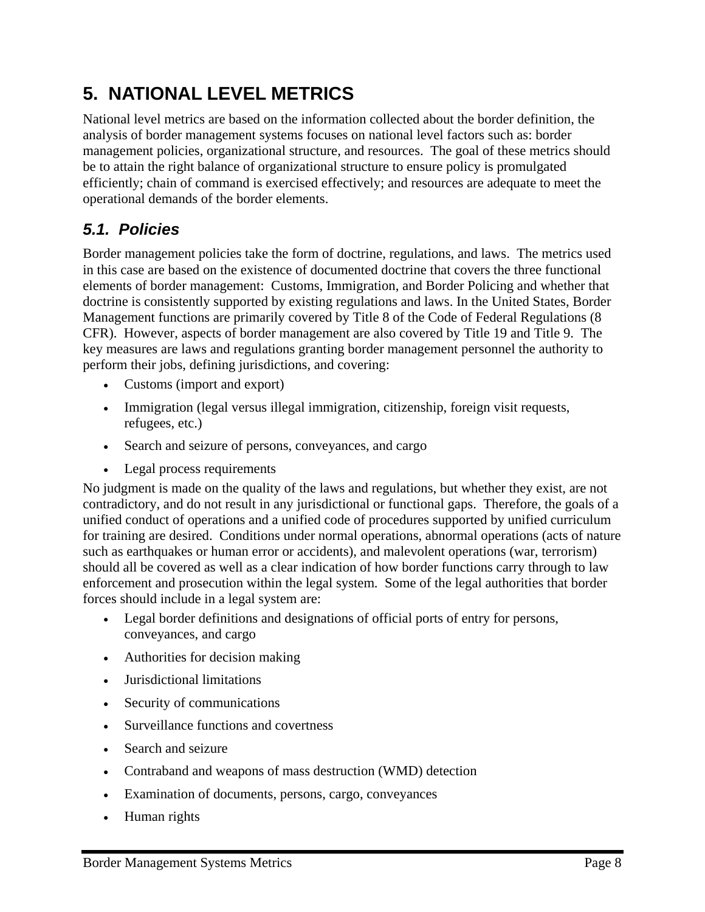# 5. NATIONAL LEVEL METRICS

National level metrics are based on the information collected about the border definition, the analysis of border management systems focuses on national level factors such as: border management policies, organizational structure, and resources. The goal of these metrics should be to attain the right balance of organizational structure to ensure policy is promulgated efficiently; chain of command is exercised effectively; and resources are adequate to meet the operational demands of the border elements.

## *5.1. Policies*

Border management policies take the form of doctrine, regulations, and laws. The metrics used in this case are based on the existence of documented doctrine that covers the three functional elements of border management: Customs, Immigration, and Border Policing and whether that doctrine is consistently supported by existing regulations and laws. In the United States, Border Management functions are primarily covered by Title 8 of the Code of Federal Regulations (8 CFR). However, aspects of border management are also covered by Title 19 and Title 9. The key measures are laws and regulations granting border management personnel the authority to perform their jobs, defining jurisdictions, and covering:

- Customs (import and export)
- Immigration (legal versus illegal immigration, citizenship, foreign visit requests, refugees, etc.)
- Search and seizure of persons, conveyances, and cargo
- Legal process requirements

No judgment is made on the quality of the laws and regulations, but whether they exist, are not contradictory, and do not result in any jurisdictional or functional gaps. Therefore, the goals of a unified conduct of operations and a unified code of procedures supported by unified curriculum for training are desired. Conditions under normal operations, abnormal operations (acts of nature such as earthquakes or human error or accidents), and malevolent operations (war, terrorism) should all be covered as well as a clear indication of how border functions carry through to law enforcement and prosecution within the legal system. Some of the legal authorities that border forces should include in a legal system are:

- Legal border definitions and designations of official ports of entry for persons, conveyances, and cargo
- Authorities for decision making
- Jurisdictional limitations
- Security of communications
- Surveillance functions and covertness
- Search and seizure
- Contraband and weapons of mass destruction (WMD) detection
- Examination of documents, persons, cargo, conveyances
- Human rights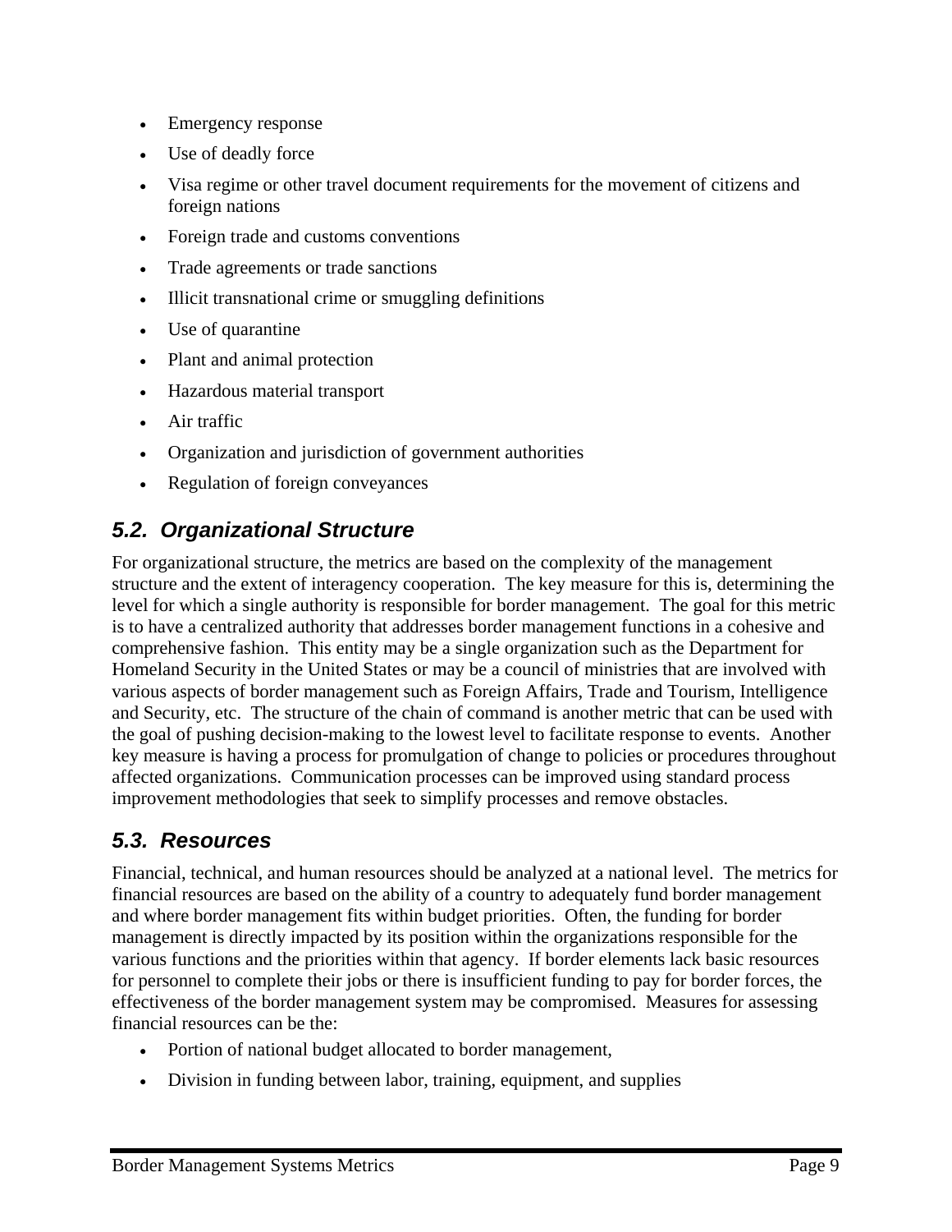- Emergency response
- Use of deadly force
- Visa regime or other travel document requirements for the movement of citizens and foreign nations
- Foreign trade and customs conventions
- Trade agreements or trade sanctions
- Illicit transnational crime or smuggling definitions
- Use of quarantine
- Plant and animal protection
- Hazardous material transport
- Air traffic
- Organization and jurisdiction of government authorities
- Regulation of foreign conveyances

## *5.2. Organizational Structure*

For organizational structure, the metrics are based on the complexity of the management structure and the extent of interagency cooperation. The key measure for this is, determining the level for which a single authority is responsible for border management. The goal for this metric is to have a centralized authority that addresses border management functions in a cohesive and comprehensive fashion. This entity may be a single organization such as the Department for Homeland Security in the United States or may be a council of ministries that are involved with various aspects of border management such as Foreign Affairs, Trade and Tourism, Intelligence and Security, etc. The structure of the chain of command is another metric that can be used with the goal of pushing decision-making to the lowest level to facilitate response to events. Another key measure is having a process for promulgation of change to policies or procedures throughout affected organizations. Communication processes can be improved using standard process improvement methodologies that seek to simplify processes and remove obstacles.

## *5.3. Resources*

Financial, technical, and human resources should be analyzed at a national level. The metrics for financial resources are based on the ability of a country to adequately fund border management and where border management fits within budget priorities. Often, the funding for border management is directly impacted by its position within the organizations responsible for the various functions and the priorities within that agency. If border elements lack basic resources for personnel to complete their jobs or there is insufficient funding to pay for border forces, the effectiveness of the border management system may be compromised. Measures for assessing financial resources can be the:

- Portion of national budget allocated to border management,
- Division in funding between labor, training, equipment, and supplies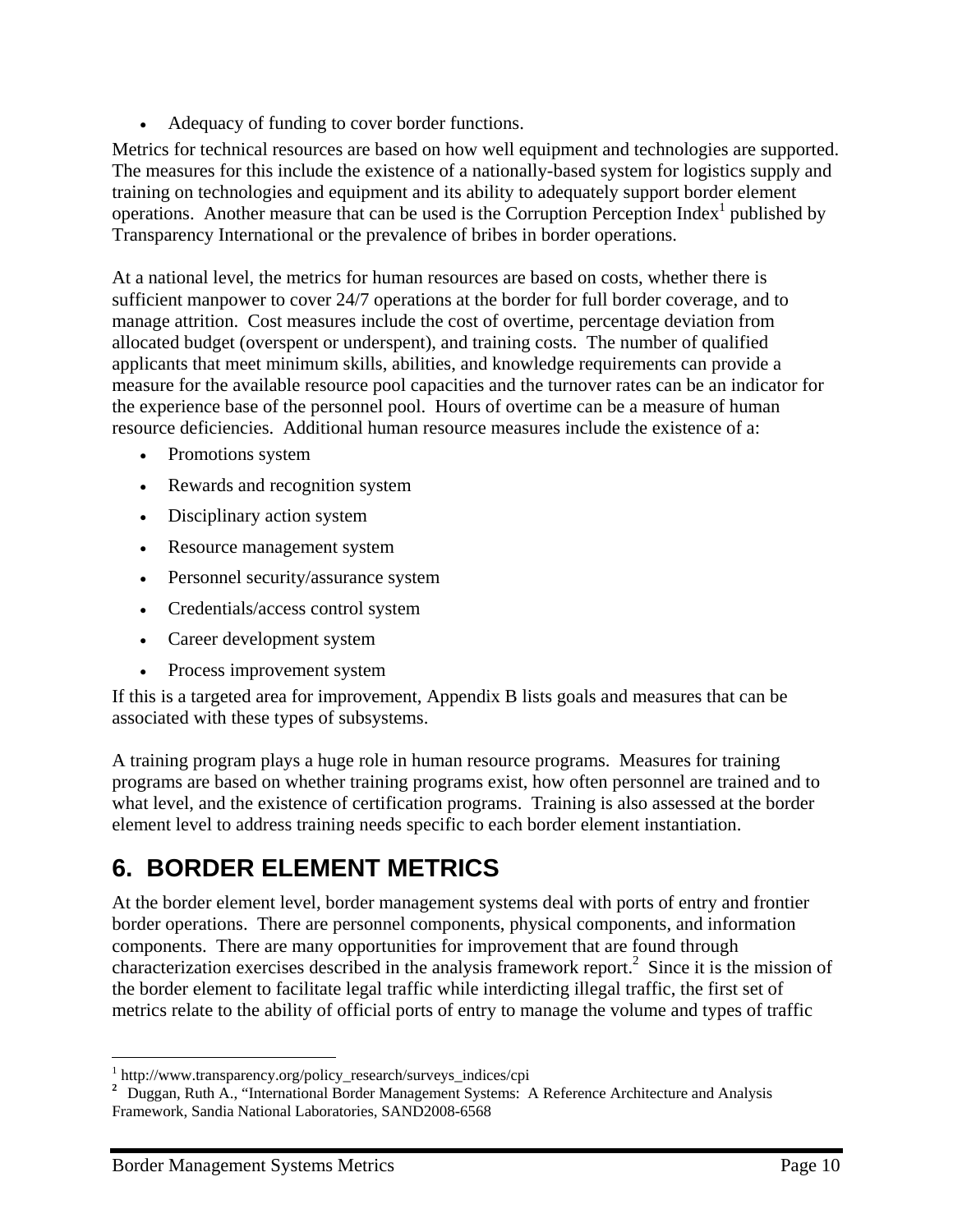- Adequacy of funding to cover border functions.

Metrics for technical resources are based on how well equipment and technologies are supported. The measures for this include the existence of a nationally-based system for logistics supply and training on technologies and equipment and its ability to adequately support border element operations. Another measure that can be used is the Corruption Perception Index[1] published by Transparency International or the prevalence of bribes in border operations.

At a national level, the metrics for human resources are based on costs, whether there is sufficient manpower to cover 24/7 operations at the border for full border coverage, and to manage attrition. Cost measures include the cost of overtime, percentage deviation from allocated budget (overspent or underspent), and training costs. The number of qualified applicants that meet minimum skills, abilities, and knowledge requirements can provide a measure for the available resource pool capacities and the turnover rates can be an indicator for the experience base of the personnel pool. Hours of overtime can be a measure of human resource deficiencies. Additional human resource measures include the existence of a:

- Promotions system
- Rewards and recognition system
- Disciplinary action system
- Resource management system
- Personnel security/assurance system
- Credentials/access control system
- Career development system
- Process improvement system

If this is a targeted area for improvement, Appendix B lists goals and measures that can be associated with these types of subsystems.

A training program plays a huge role in human resource programs. Measures for training programs are based on whether training programs exist, how often personnel are trained and to what level, and the existence of certification programs. Training is also assessed at the border element level to address training needs specific to each border element instantiation.

# 6. BORDER ELEMENT METRICS

At the border element level, border management systems deal with ports of entry and frontier border operations. There are personnel components, physical components, and information components. There are many opportunities for improvement that are found through characterization exercises described in the analysis framework report.[2] Since it is the mission of the border element to facilitate legal traffic while interdicting illegal traffic, the first set of metrics relate to the ability of official ports of entry to manage the volume and types of traffic

---

[1] http://www.transparency.org/policy_research/surveys_indices/cpi

[2] Duggan, Ruth A., "International Border Management Systems: A Reference Architecture and Analysis Framework, Sandia National Laboratories, SAND2008-6568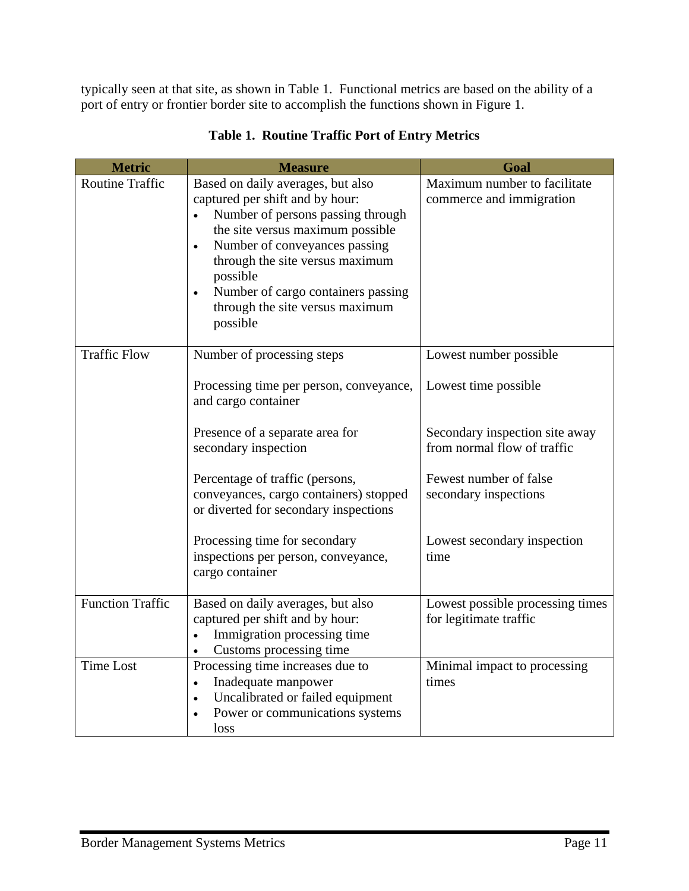typically seen at that site, as shown in Table 1. Functional metrics are based on the ability of a port of entry or frontier border site to accomplish the functions shown in Figure 1.

**Table 1. Routine Traffic Port of Entry Metrics**

| Metric | Measure | Goal |
|---|---|---|
| Routine Traffic | Based on daily averages, but also captured per shift and by hour:<br>• Number of persons passing through the site versus maximum possible<br>• Number of conveyances passing through the site versus maximum possible<br>• Number of cargo containers passing through the site versus maximum possible | Maximum number to facilitate commerce and immigration |
| Traffic Flow | Number of processing steps | Lowest number possible |
| | Processing time per person, conveyance, and cargo container | Lowest time possible |
| | Presence of a separate area for secondary inspection | Secondary inspection site away from normal flow of traffic |
| | Percentage of traffic (persons, conveyances, cargo containers) stopped or diverted for secondary inspections | Fewest number of false secondary inspections |
| | Processing time for secondary inspections per person, conveyance, cargo container | Lowest secondary inspection time |
| Function Traffic | Based on daily averages, but also captured per shift and by hour:<br>• Immigration processing time<br>• Customs processing time | Lowest possible processing times for legitimate traffic |
| Time Lost | Processing time increases due to<br>• Inadequate manpower<br>• Uncalibrated or failed equipment<br>• Power or communications systems loss | Minimal impact to processing times |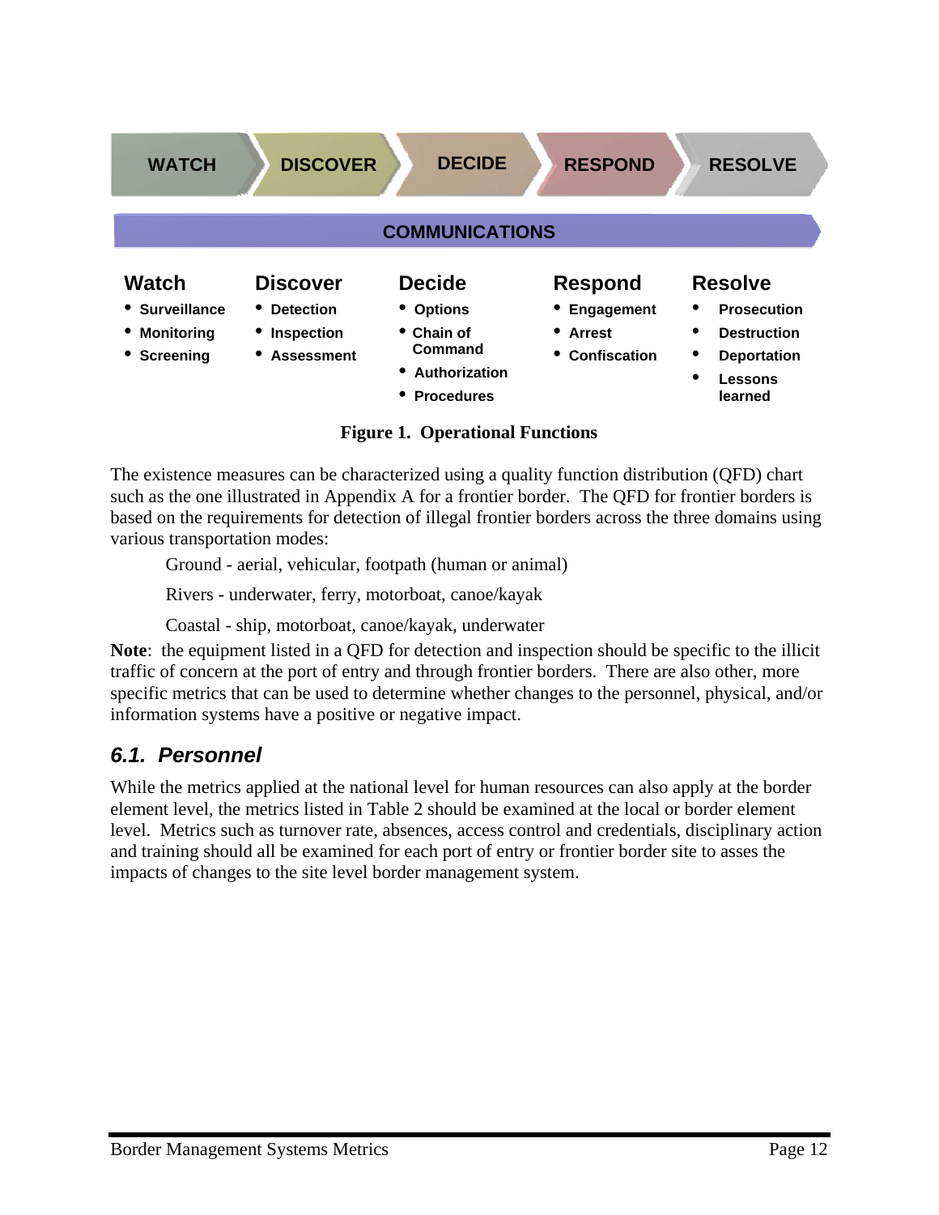WATCH

DISCOVER

DECIDE

RESPOND

RESOLVE

COMMUNICATIONS

**Watch**

- Surveillance
- Monitoring
- Screening

**Discover**

- Detection
- Inspection
- Assessment

**Decide**

- Options
- Chain of Command
- Authorization
- Procedures

**Respond**

- Engagement
- Arrest
- Confiscation

**Resolve**

- Prosecution
- Destruction
- Deportation
- Lessons learned

**Figure 1. Operational Functions**

The existence measures can be characterized using a quality function distribution (QFD) chart such as the one illustrated in Appendix A for a frontier border. The QFD for frontier borders is based on the requirements for detection of illegal frontier borders across the three domains using various transportation modes:

Ground - aerial, vehicular, footpath (human or animal)

Rivers - underwater, ferry, motorboat, canoe/kayak

Coastal - ship, motorboat, canoe/kayak, underwater

**Note**: the equipment listed in a QFD for detection and inspection should be specific to the illicit traffic of concern at the port of entry and through frontier borders. There are also other, more specific metrics that can be used to determine whether changes to the personnel, physical, and/or information systems have a positive or negative impact.

## *6.1. Personnel*

While the metrics applied at the national level for human resources can also apply at the border element level, the metrics listed in Table 2 should be examined at the local or border element level. Metrics such as turnover rate, absences, access control and credentials, disciplinary action and training should all be examined for each port of entry or frontier border site to asses the impacts of changes to the site level border management system.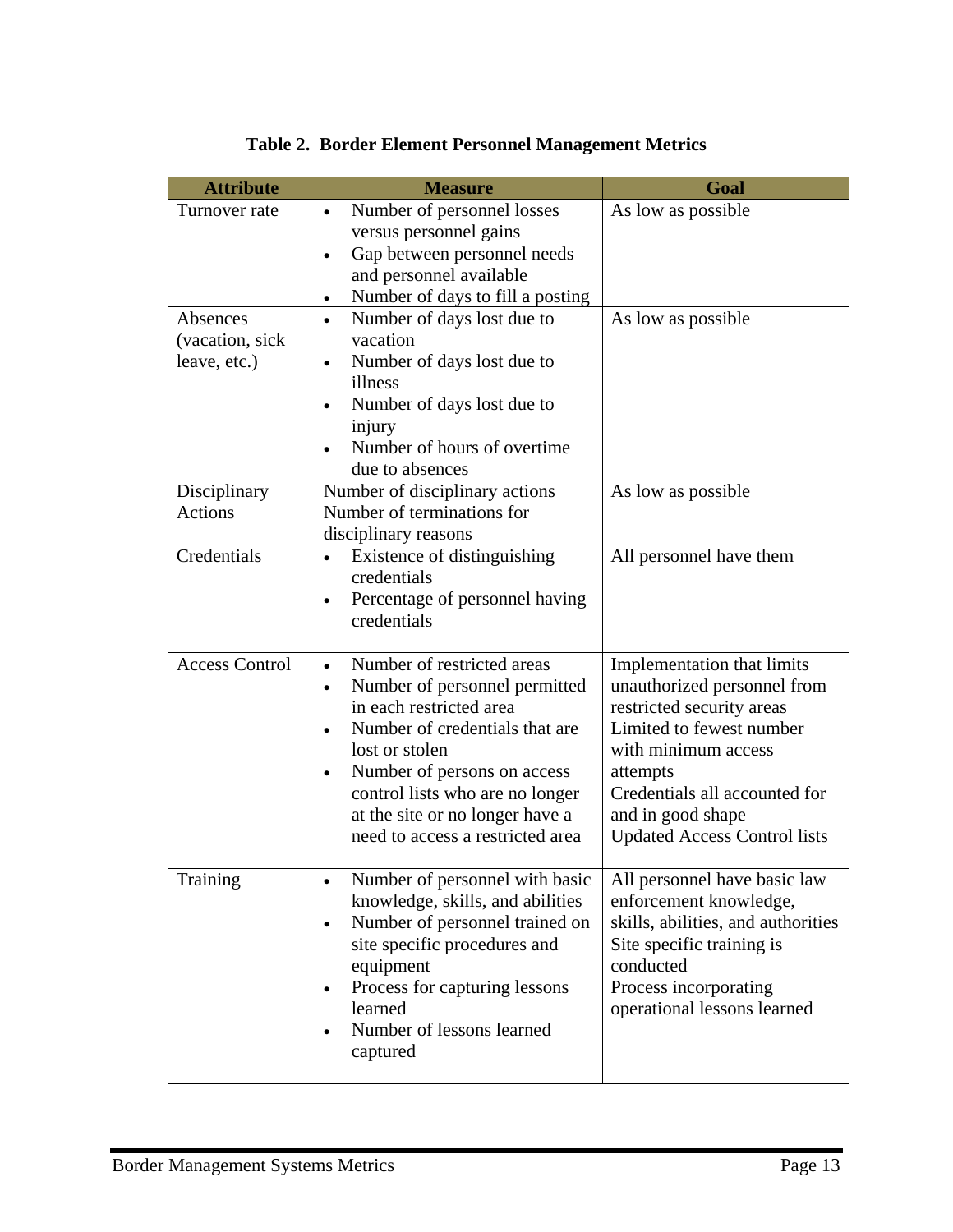**Table 2. Border Element Personnel Management Metrics**

| Attribute | Measure | Goal |
|---|---|---|
| Turnover rate | • Number of personnel losses versus personnel gains<br>• Gap between personnel needs and personnel available<br>• Number of days to fill a posting | As low as possible |
| Absences (vacation, sick leave, etc.) | • Number of days lost due to vacation<br>• Number of days lost due to illness<br>• Number of days lost due to injury<br>• Number of hours of overtime due to absences | As low as possible |
| Disciplinary Actions | Number of disciplinary actions<br>Number of terminations for disciplinary reasons | As low as possible |
| Credentials | • Existence of distinguishing credentials<br>• Percentage of personnel having credentials | All personnel have them |
| Access Control | • Number of restricted areas<br>• Number of personnel permitted in each restricted area<br>• Number of credentials that are lost or stolen<br>• Number of persons on access control lists who are no longer at the site or no longer have a need to access a restricted area | Implementation that limits unauthorized personnel from restricted security areas<br>Limited to fewest number with minimum access attempts<br>Credentials all accounted for and in good shape<br>Updated Access Control lists |
| Training | • Number of personnel with basic knowledge, skills, and abilities<br>• Number of personnel trained on site specific procedures and equipment<br>• Process for capturing lessons learned<br>• Number of lessons learned captured | All personnel have basic law enforcement knowledge, skills, abilities, and authorities<br>Site specific training is conducted<br>Process incorporating operational lessons learned |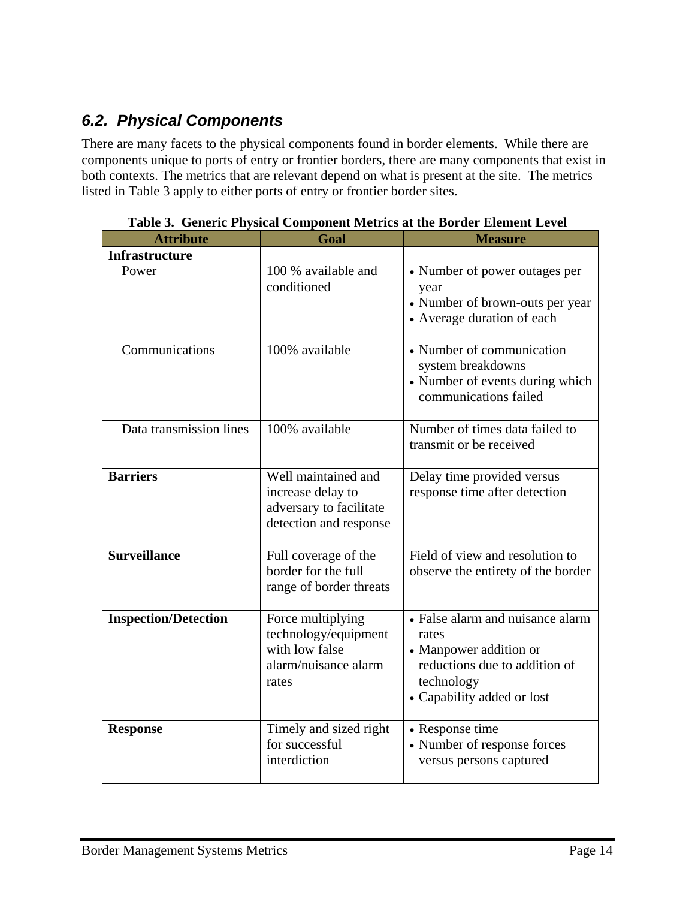## *6.2. Physical Components*

There are many facets to the physical components found in border elements. While there are components unique to ports of entry or frontier borders, there are many components that exist in both contexts. The metrics that are relevant depend on what is present at the site. The metrics listed in Table 3 apply to either ports of entry or frontier border sites.

**Table 3. Generic Physical Component Metrics at the Border Element Level**

| Attribute | Goal | Measure |
|---|---|---|
| **Infrastructure** | | |
| Power | 100 % available and conditioned | • Number of power outages per year<br>• Number of brown-outs per year<br>• Average duration of each |
| Communications | 100% available | • Number of communication system breakdowns<br>• Number of events during which communications failed |
| Data transmission lines | 100% available | Number of times data failed to transmit or be received |
| **Barriers** | Well maintained and increase delay to adversary to facilitate detection and response | Delay time provided versus response time after detection |
| **Surveillance** | Full coverage of the border for the full range of border threats | Field of view and resolution to observe the entirety of the border |
| **Inspection/Detection** | Force multiplying technology/equipment with low false alarm/nuisance alarm rates | • False alarm and nuisance alarm rates<br>• Manpower addition or reductions due to addition of technology<br>• Capability added or lost |
| **Response** | Timely and sized right for successful interdiction | • Response time<br>• Number of response forces versus persons captured |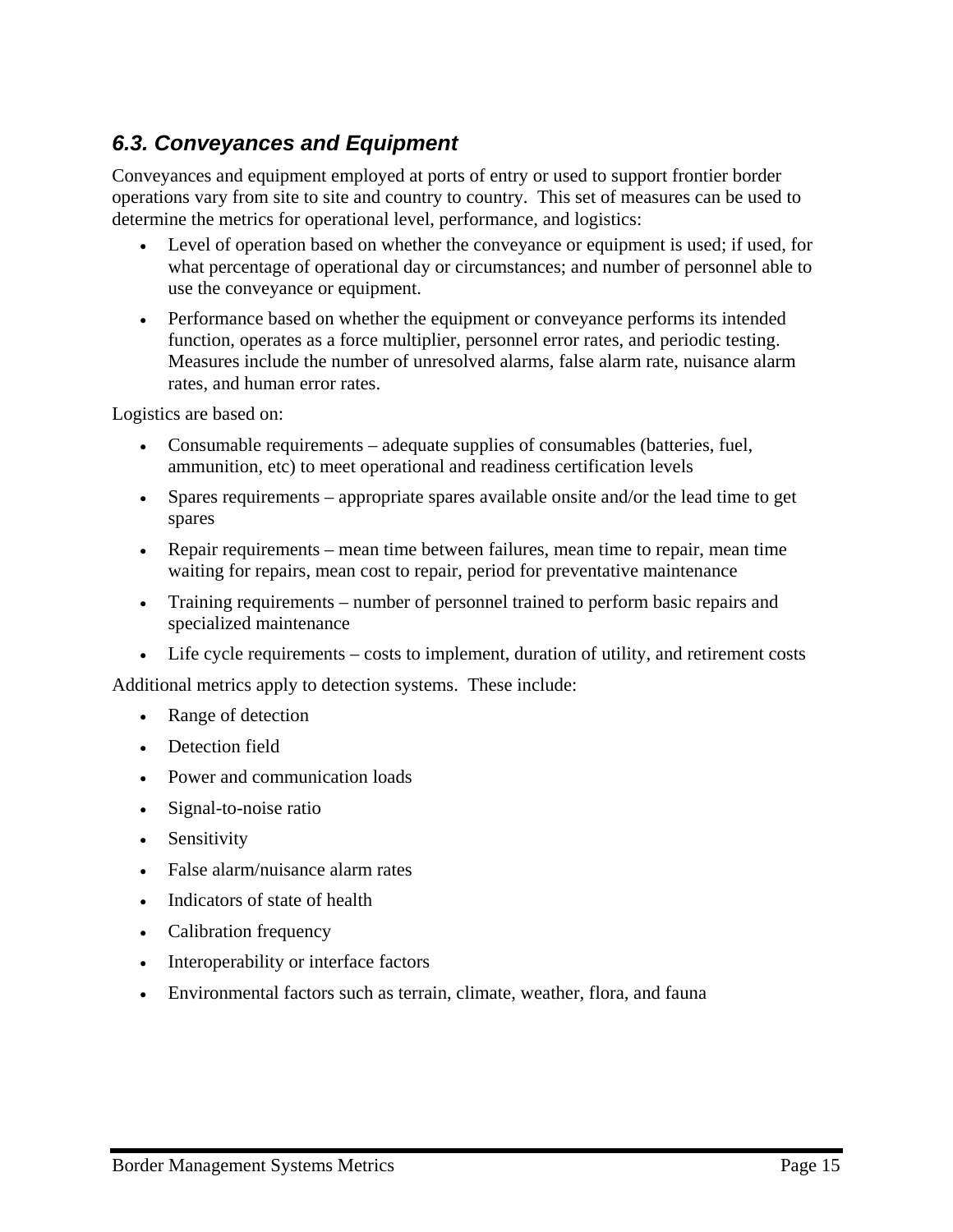## *6.3. Conveyances and Equipment*

Conveyances and equipment employed at ports of entry or used to support frontier border operations vary from site to site and country to country. This set of measures can be used to determine the metrics for operational level, performance, and logistics:

- Level of operation based on whether the conveyance or equipment is used; if used, for what percentage of operational day or circumstances; and number of personnel able to use the conveyance or equipment.
- Performance based on whether the equipment or conveyance performs its intended function, operates as a force multiplier, personnel error rates, and periodic testing. Measures include the number of unresolved alarms, false alarm rate, nuisance alarm rates, and human error rates.

Logistics are based on:

- Consumable requirements – adequate supplies of consumables (batteries, fuel, ammunition, etc) to meet operational and readiness certification levels
- Spares requirements – appropriate spares available onsite and/or the lead time to get spares
- Repair requirements – mean time between failures, mean time to repair, mean time waiting for repairs, mean cost to repair, period for preventative maintenance
- Training requirements – number of personnel trained to perform basic repairs and specialized maintenance
- Life cycle requirements – costs to implement, duration of utility, and retirement costs

Additional metrics apply to detection systems. These include:

- Range of detection
- Detection field
- Power and communication loads
- Signal-to-noise ratio
- Sensitivity
- False alarm/nuisance alarm rates
- Indicators of state of health
- Calibration frequency
- Interoperability or interface factors
- Environmental factors such as terrain, climate, weather, flora, and fauna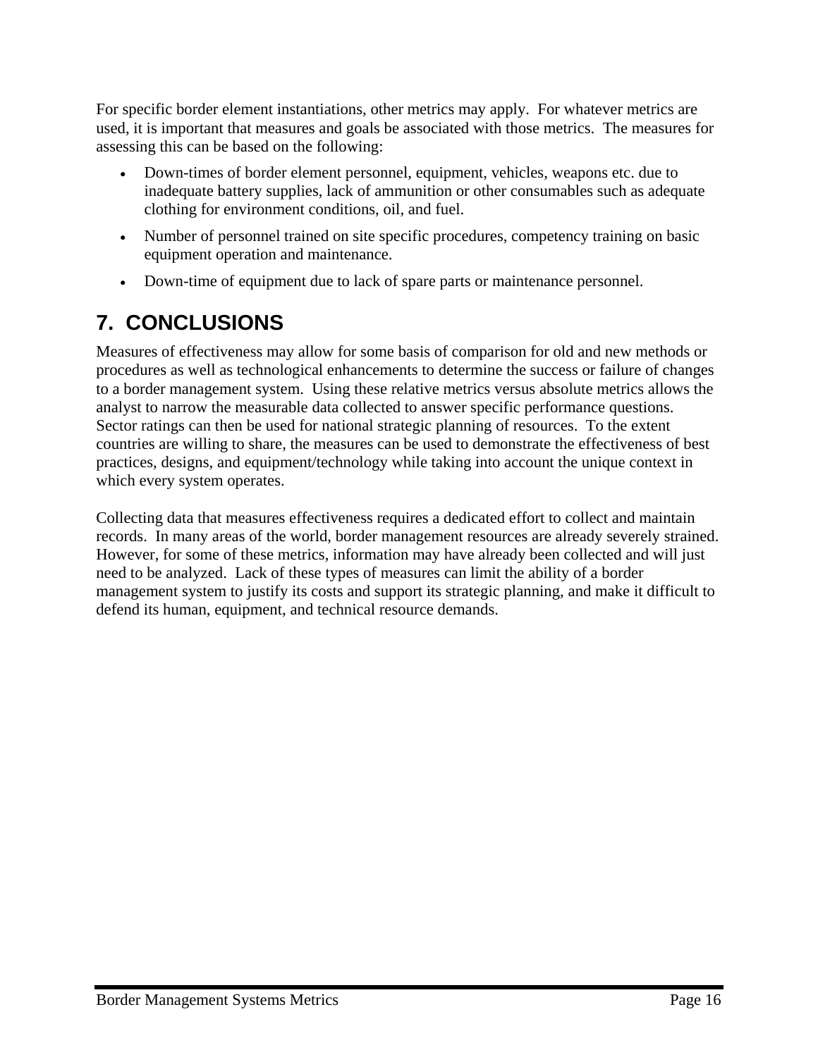For specific border element instantiations, other metrics may apply. For whatever metrics are used, it is important that measures and goals be associated with those metrics. The measures for assessing this can be based on the following:

- Down-times of border element personnel, equipment, vehicles, weapons etc. due to inadequate battery supplies, lack of ammunition or other consumables such as adequate clothing for environment conditions, oil, and fuel.
- Number of personnel trained on site specific procedures, competency training on basic equipment operation and maintenance.
- Down-time of equipment due to lack of spare parts or maintenance personnel.

# 7. CONCLUSIONS

Measures of effectiveness may allow for some basis of comparison for old and new methods or procedures as well as technological enhancements to determine the success or failure of changes to a border management system. Using these relative metrics versus absolute metrics allows the analyst to narrow the measurable data collected to answer specific performance questions. Sector ratings can then be used for national strategic planning of resources. To the extent countries are willing to share, the measures can be used to demonstrate the effectiveness of best practices, designs, and equipment/technology while taking into account the unique context in which every system operates.

Collecting data that measures effectiveness requires a dedicated effort to collect and maintain records. In many areas of the world, border management resources are already severely strained. However, for some of these metrics, information may have already been collected and will just need to be analyzed. Lack of these types of measures can limit the ability of a border management system to justify its costs and support its strategic planning, and make it difficult to defend its human, equipment, and technical resource demands.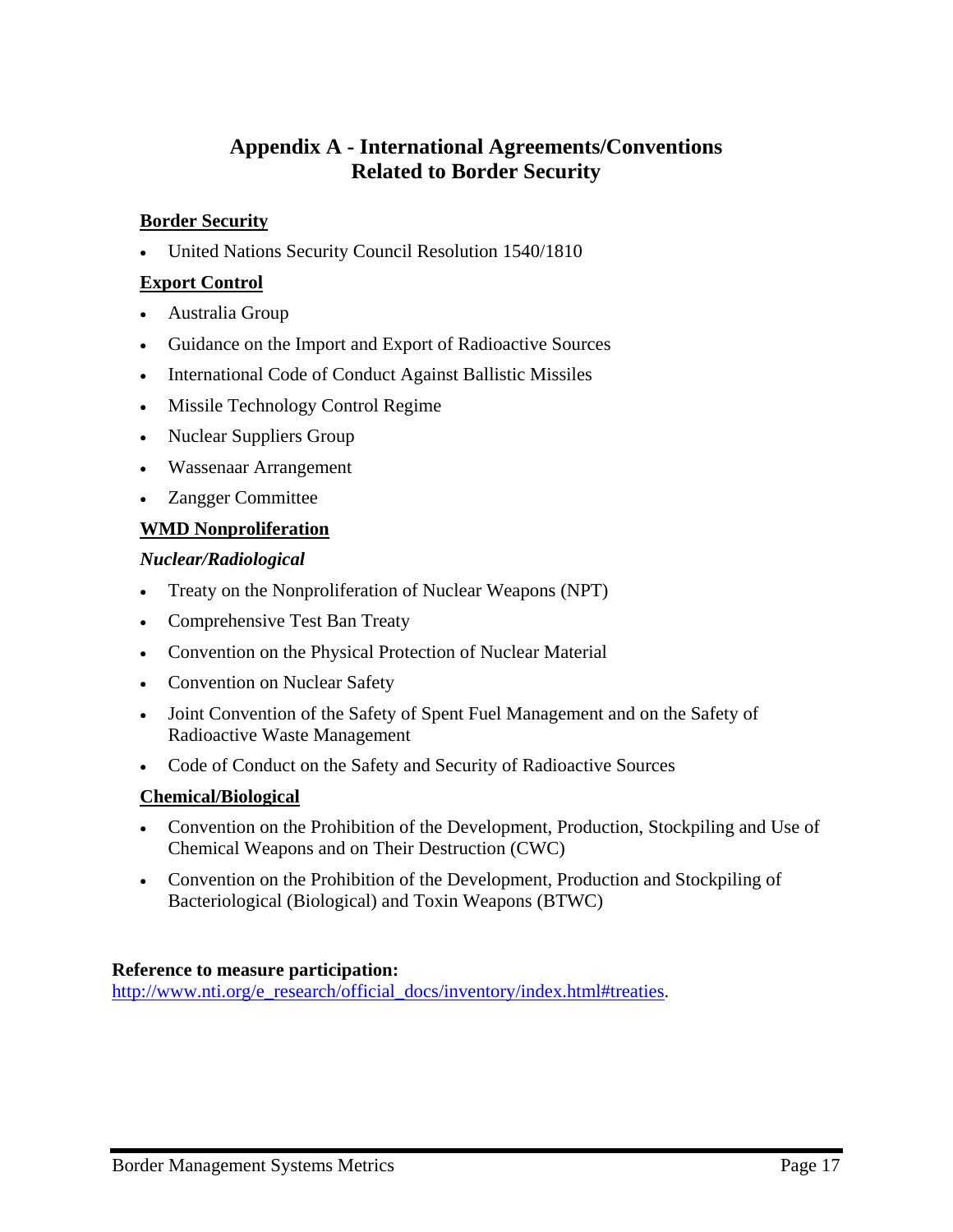# Appendix A - International Agreements/Conventions Related to Border Security

**Border Security**

- United Nations Security Council Resolution 1540/1810

**Export Control**

- Australia Group
- Guidance on the Import and Export of Radioactive Sources
- International Code of Conduct Against Ballistic Missiles
- Missile Technology Control Regime
- Nuclear Suppliers Group
- Wassenaar Arrangement
- Zangger Committee

**WMD Nonproliferation**

***Nuclear/Radiological***

- Treaty on the Nonproliferation of Nuclear Weapons (NPT)
- Comprehensive Test Ban Treaty
- Convention on the Physical Protection of Nuclear Material
- Convention on Nuclear Safety
- Joint Convention of the Safety of Spent Fuel Management and on the Safety of Radioactive Waste Management
- Code of Conduct on the Safety and Security of Radioactive Sources

**Chemical/Biological**

- Convention on the Prohibition of the Development, Production, Stockpiling and Use of Chemical Weapons and on Their Destruction (CWC)
- Convention on the Prohibition of the Development, Production and Stockpiling of Bacteriological (Biological) and Toxin Weapons (BTWC)

**Reference to measure participation:**
http://www.nti.org/e_research/official_docs/inventory/index.html#treaties.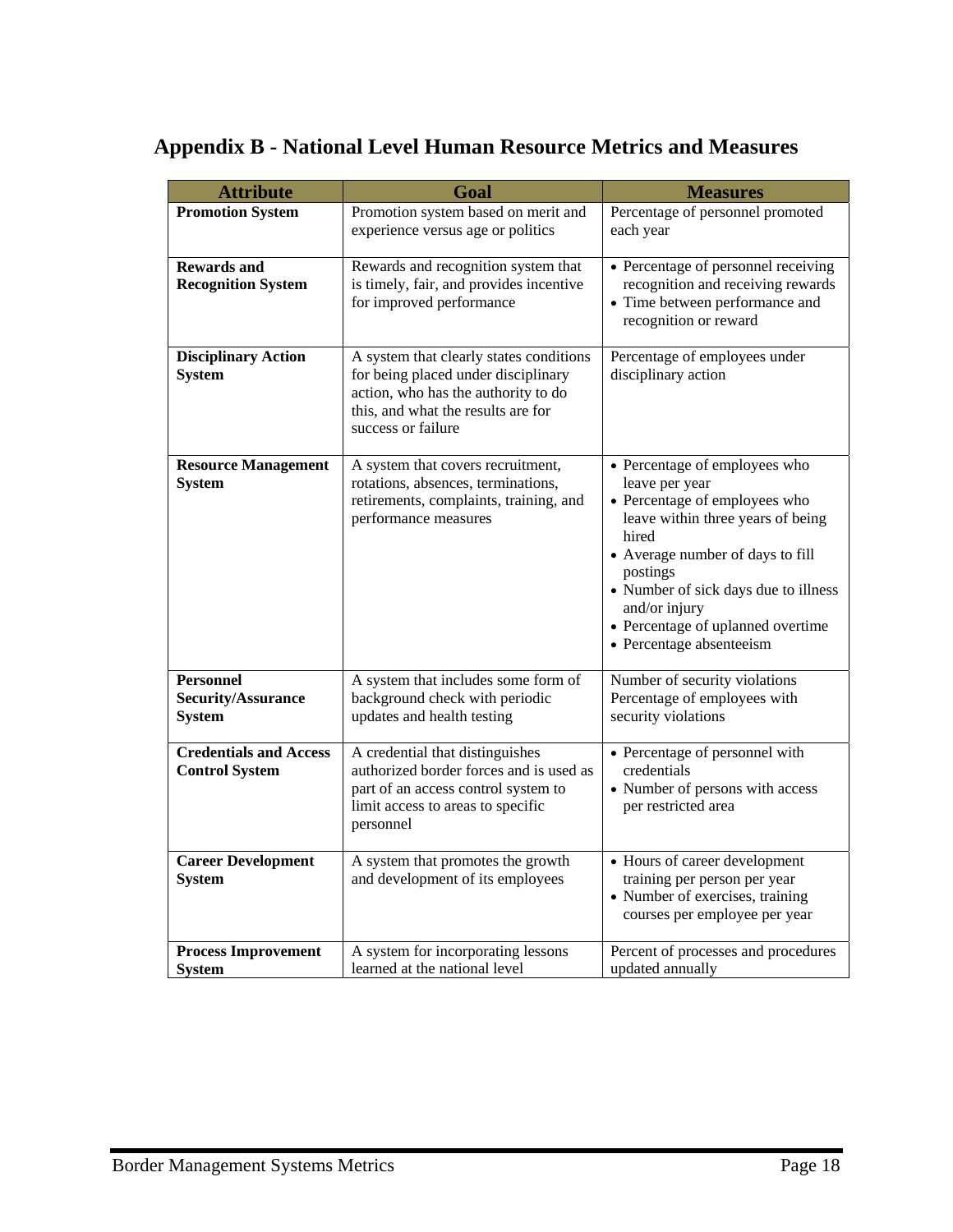# Appendix B - National Level Human Resource Metrics and Measures

| Attribute | Goal | Measures |
|---|---|---|
| **Promotion System** | Promotion system based on merit and experience versus age or politics | Percentage of personnel promoted each year |
| **Rewards and Recognition System** | Rewards and recognition system that is timely, fair, and provides incentive for improved performance | • Percentage of personnel receiving recognition and receiving rewards<br>• Time between performance and recognition or reward |
| **Disciplinary Action System** | A system that clearly states conditions for being placed under disciplinary action, who has the authority to do this, and what the results are for success or failure | Percentage of employees under disciplinary action |
| **Resource Management System** | A system that covers recruitment, rotations, absences, terminations, retirements, complaints, training, and performance measures | • Percentage of employees who leave per year<br>• Percentage of employees who leave within three years of being hired<br>• Average number of days to fill postings<br>• Number of sick days due to illness and/or injury<br>• Percentage of uplanned overtime<br>• Percentage absenteeism |
| **Personnel Security/Assurance System** | A system that includes some form of background check with periodic updates and health testing | Number of security violations<br>Percentage of employees with security violations |
| **Credentials and Access Control System** | A credential that distinguishes authorized border forces and is used as part of an access control system to limit access to areas to specific personnel | • Percentage of personnel with credentials<br>• Number of persons with access per restricted area |
| **Career Development System** | A system that promotes the growth and development of its employees | • Hours of career development training per person per year<br>• Number of exercises, training courses per employee per year |
| **Process Improvement System** | A system for incorporating lessons learned at the national level | Percent of processes and procedures updated annually |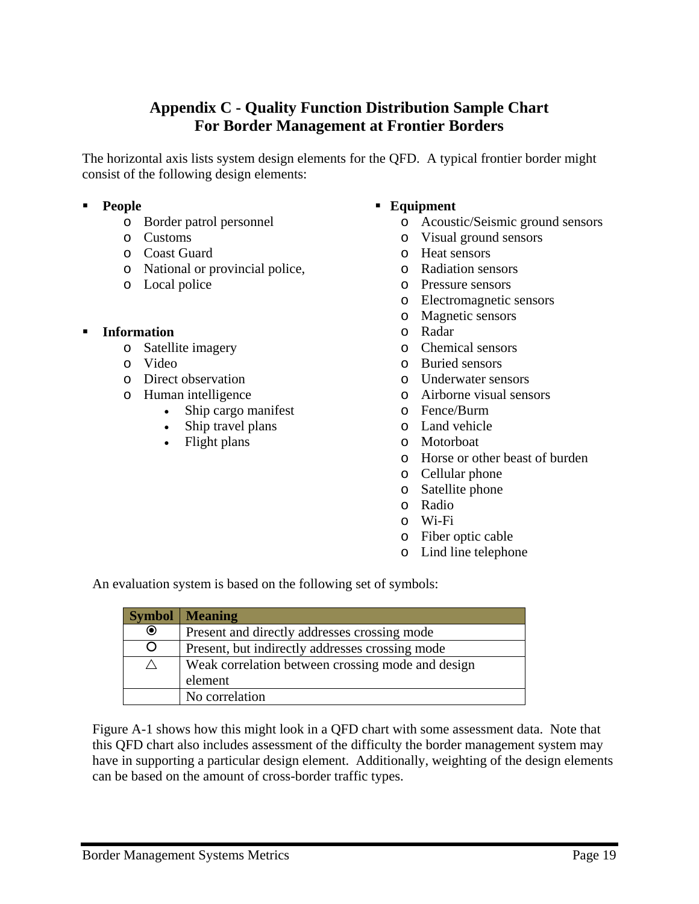## Appendix C - Quality Function Distribution Sample Chart For Border Management at Frontier Borders

The horizontal axis lists system design elements for the QFD. A typical frontier border might consist of the following design elements:

- **People**
  - Border patrol personnel
  - Customs
  - Coast Guard
  - National or provincial police,
  - Local police
- **Information**
  - Satellite imagery
  - Video
  - Direct observation
  - Human intelligence
    - Ship cargo manifest
    - Ship travel plans
    - Flight plans
- **Equipment**
  - Acoustic/Seismic ground sensors
  - Visual ground sensors
  - Heat sensors
  - Radiation sensors
  - Pressure sensors
  - Electromagnetic sensors
  - Magnetic sensors
  - Radar
  - Chemical sensors
  - Buried sensors
  - Underwater sensors
  - Airborne visual sensors
  - Fence/Burm
  - Land vehicle
  - Motorboat
  - Horse or other beast of burden
  - Cellular phone
  - Satellite phone
  - Radio
  - Wi-Fi
  - Fiber optic cable
  - Lind line telephone

An evaluation system is based on the following set of symbols:

| Symbol | Meaning |
| --- | --- |
| ⦿ | Present and directly addresses crossing mode |
| ○ | Present, but indirectly addresses crossing mode |
| △ | Weak correlation between crossing mode and design element |
|  | No correlation |

Figure A-1 shows how this might look in a QFD chart with some assessment data. Note that this QFD chart also includes assessment of the difficulty the border management system may have in supporting a particular design element. Additionally, weighting of the design elements can be based on the amount of cross-border traffic types.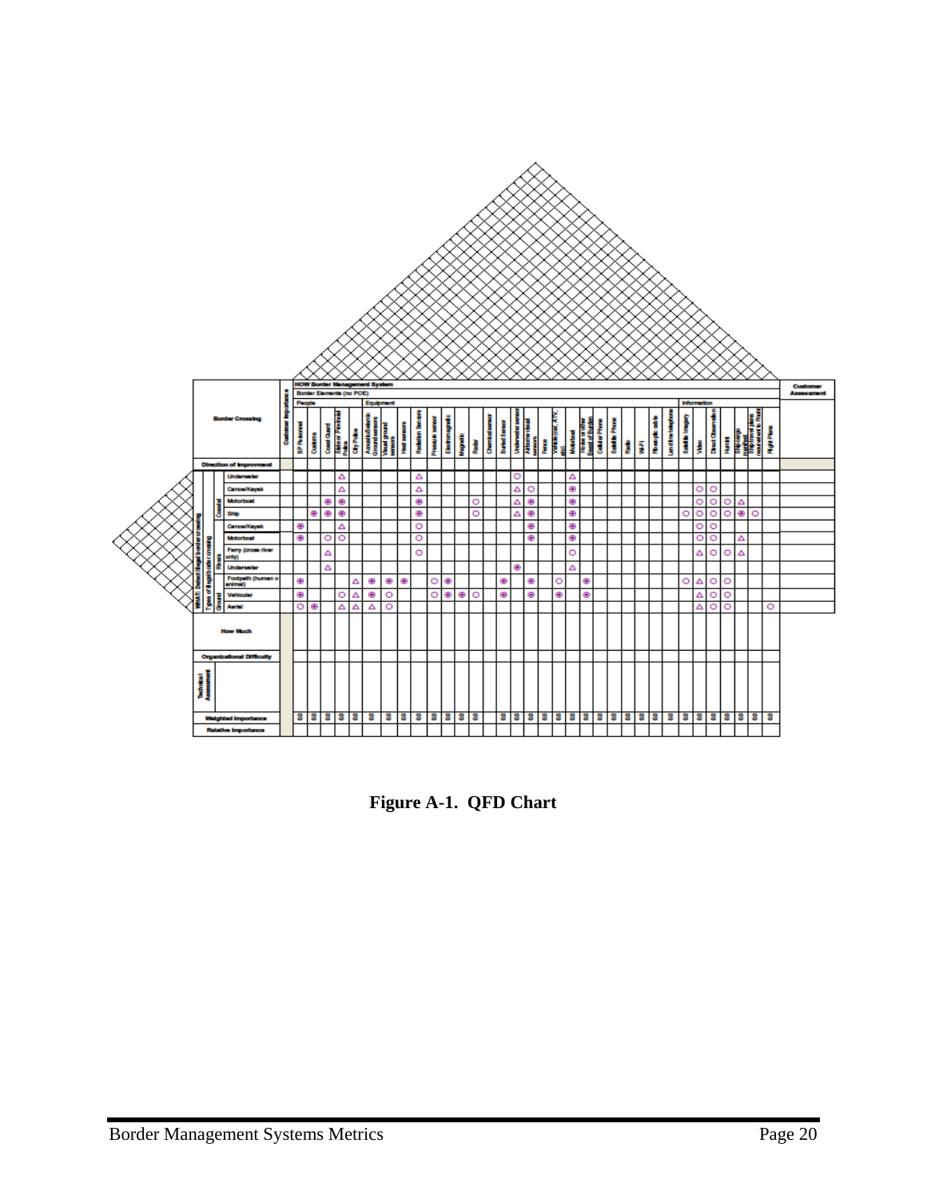HOW Border Management System

Border Elements (no POE)

People

Equipment

Information

Customer Assessment

Border Crossing

Customer Importance

BP Personnel

Customs

Coast Guard

State or Provincial Police

City Police

Acoustic/Seismic Ground sensors

Visual ground sensors

Heat sensors

Radiation Sensors

Pressure sensor

Electromagnetic

Magnetic

Radar

Chemical sensor

Buried Sensor

Underwater sensor

Airborne visual sensors

Fence

Vehicle (car, ATV, etc)

Motorboat

Water or other Barrier

Cellular Phone

Satellite Phone

Radio

Wi-Fi

Fiber optic cable

Landline telephone

Satellite Imagery

Video

Direct Observation

Humint

Ship cargo manifest

Ship/travel plans

Flight Plans

Direction of Improvment

WHAT: Detect illegal border crossing

Types of illegal border crossing

Coastal

Underwater

Canoe/Kayak

Motorboat

Ship

Rivers

Canoe/Kayak

Motorboat

Ferry (cross river only)

Underwater

Ground

Footpath (human or animal)

Vehicular

Aerial

How Much

Organizational Difficulty

Technical Assessment

Weighted Importance

Relative Importance

**Figure A-1. QFD Chart**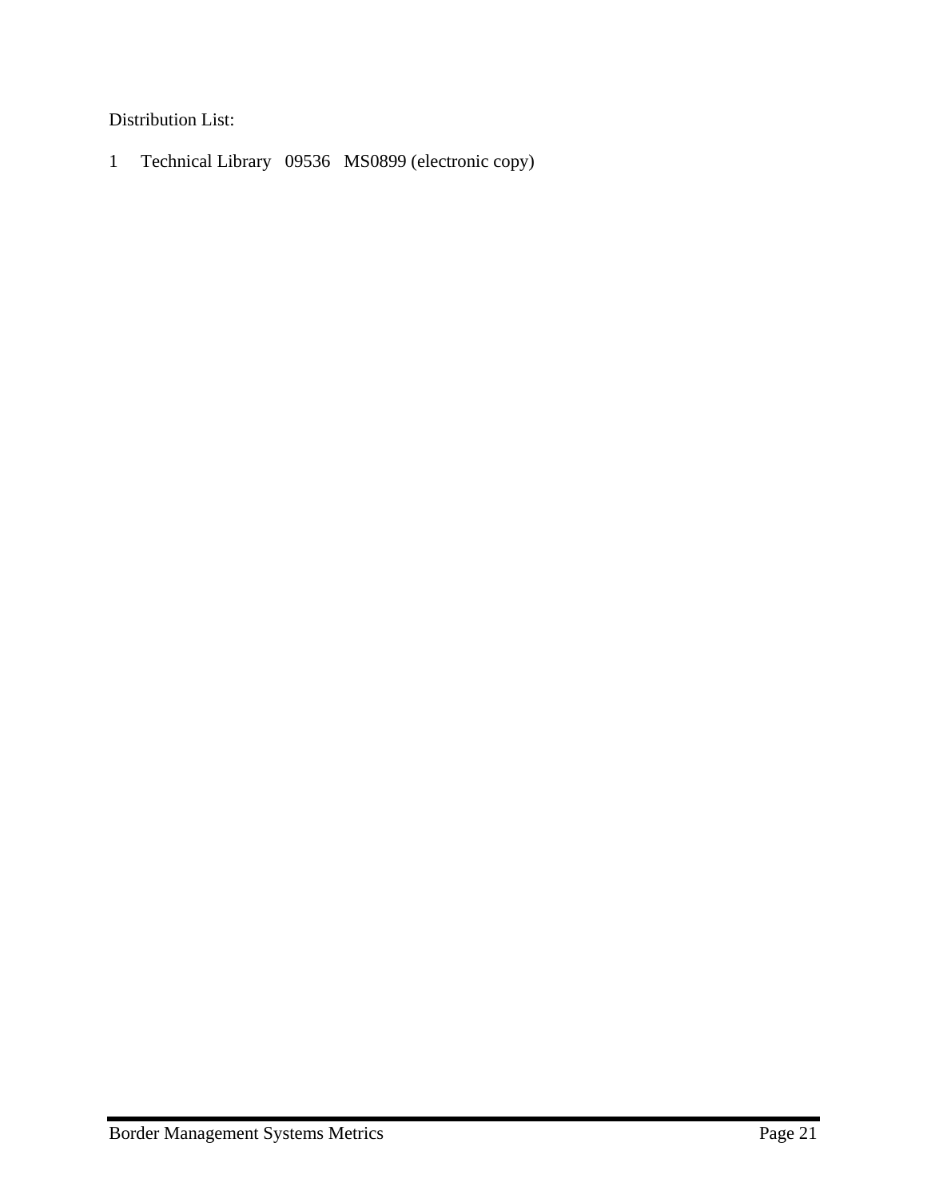Distribution List:

1 Technical Library 09536 MS0899 (electronic copy)